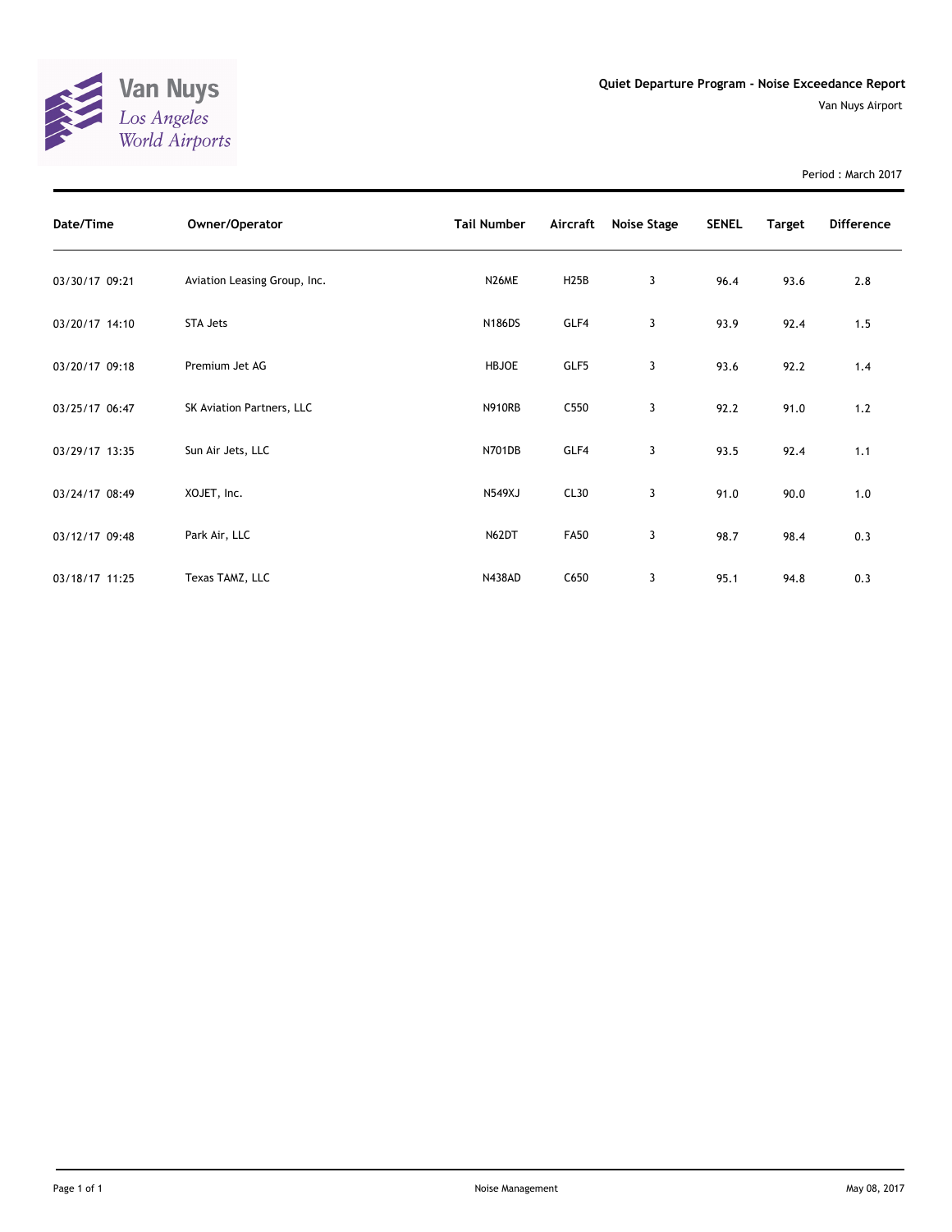Van Nuys
Los Angeles
World Airports

## Quiet Departure Program - Noise Exceedance Report

Van Nuys Airport

Period : March 2017

| Date/Time | Owner/Operator | Tail Number | Aircraft | Noise Stage | SENEL | Target | Difference |
|---|---|---|---|---|---|---|---|
| 03/30/17 09:21 | Aviation Leasing Group, Inc. | N26ME | H25B | 3 | 96.4 | 93.6 | 2.8 |
| 03/20/17 14:10 | STA Jets | N186DS | GLF4 | 3 | 93.9 | 92.4 | 1.5 |
| 03/20/17 09:18 | Premium Jet AG | HBJOE | GLF5 | 3 | 93.6 | 92.2 | 1.4 |
| 03/25/17 06:47 | SK Aviation Partners, LLC | N910RB | C550 | 3 | 92.2 | 91.0 | 1.2 |
| 03/29/17 13:35 | Sun Air Jets, LLC | N701DB | GLF4 | 3 | 93.5 | 92.4 | 1.1 |
| 03/24/17 08:49 | XOJET, Inc. | N549XJ | CL30 | 3 | 91.0 | 90.0 | 1.0 |
| 03/12/17 09:48 | Park Air, LLC | N62DT | FA50 | 3 | 98.7 | 98.4 | 0.3 |
| 03/18/17 11:25 | Texas TAMZ, LLC | N438AD | C650 | 3 | 95.1 | 94.8 | 0.3 |

Noise Management

May 08, 2017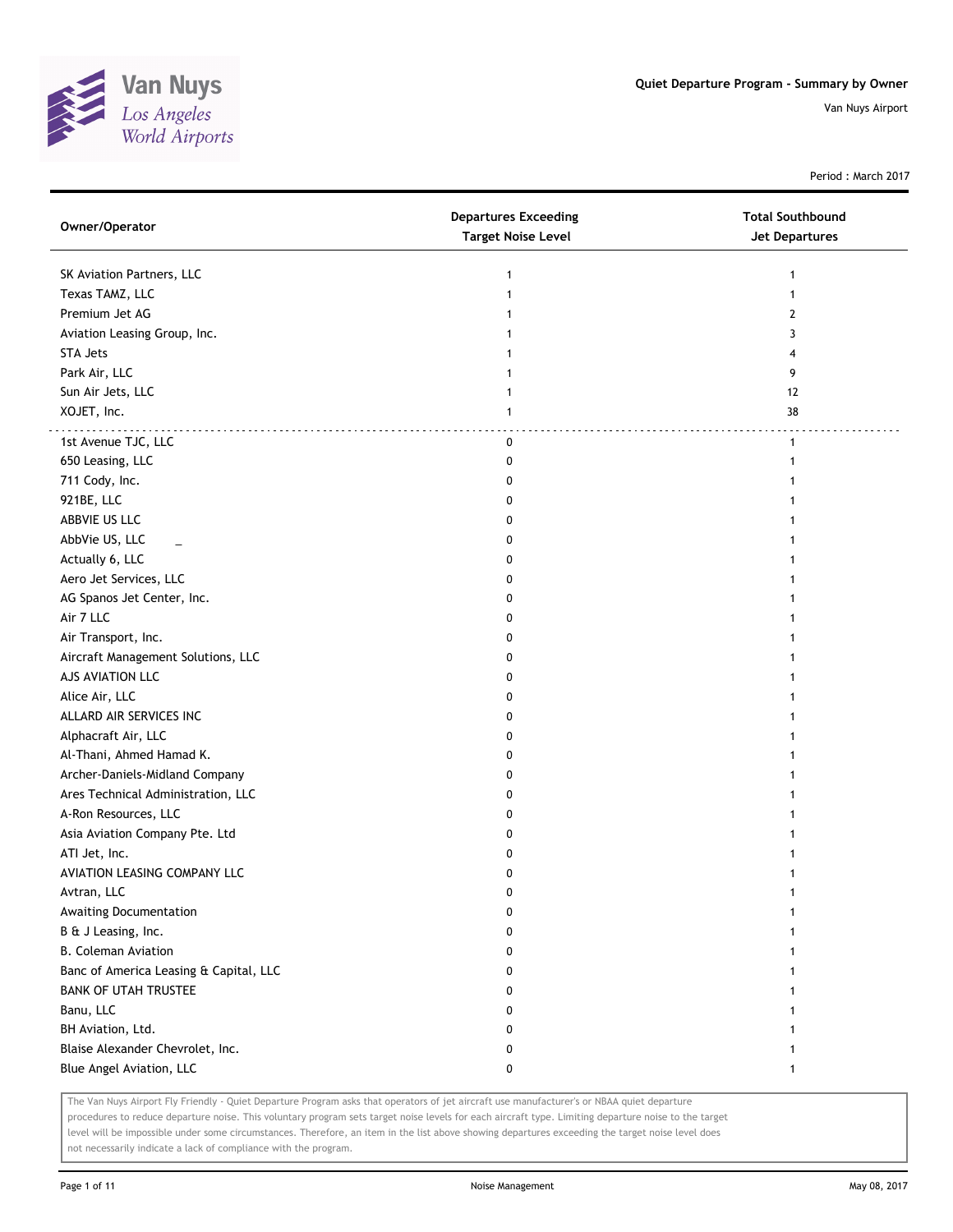# Quiet Departure Program - Summary by Owner

Van Nuys Airport

Period : March 2017

| Owner/Operator | Departures Exceeding Target Noise Level | Total Southbound Jet Departures |
|---|---|---|
| SK Aviation Partners, LLC | 1 | 1 |
| Texas TAMZ, LLC | 1 | 1 |
| Premium Jet AG | 1 | 2 |
| Aviation Leasing Group, Inc. | 1 | 3 |
| STA Jets | 1 | 4 |
| Park Air, LLC | 1 | 9 |
| Sun Air Jets, LLC | 1 | 12 |
| XOJET, Inc. | 1 | 38 |
| 1st Avenue TJC, LLC | 0 | 1 |
| 650 Leasing, LLC | 0 | 1 |
| 711 Cody, Inc. | 0 | 1 |
| 921BE, LLC | 0 | 1 |
| ABBVIE US LLC | 0 | 1 |
| AbbVie US, LLC _ | 0 | 1 |
| Actually 6, LLC | 0 | 1 |
| Aero Jet Services, LLC | 0 | 1 |
| AG Spanos Jet Center, Inc. | 0 | 1 |
| Air 7 LLC | 0 | 1 |
| Air Transport, Inc. | 0 | 1 |
| Aircraft Management Solutions, LLC | 0 | 1 |
| AJS AVIATION LLC | 0 | 1 |
| Alice Air, LLC | 0 | 1 |
| ALLARD AIR SERVICES INC | 0 | 1 |
| Alphacraft Air, LLC | 0 | 1 |
| Al-Thani, Ahmed Hamad K. | 0 | 1 |
| Archer-Daniels-Midland Company | 0 | 1 |
| Ares Technical Administration, LLC | 0 | 1 |
| A-Ron Resources, LLC | 0 | 1 |
| Asia Aviation Company Pte. Ltd | 0 | 1 |
| ATI Jet, Inc. | 0 | 1 |
| AVIATION LEASING COMPANY LLC | 0 | 1 |
| Avtran, LLC | 0 | 1 |
| Awaiting Documentation | 0 | 1 |
| B & J Leasing, Inc. | 0 | 1 |
| B. Coleman Aviation | 0 | 1 |
| Banc of America Leasing & Capital, LLC | 0 | 1 |
| BANK OF UTAH TRUSTEE | 0 | 1 |
| Banu, LLC | 0 | 1 |
| BH Aviation, Ltd. | 0 | 1 |
| Blaise Alexander Chevrolet, Inc. | 0 | 1 |
| Blue Angel Aviation, LLC | 0 | 1 |

The Van Nuys Airport Fly Friendly - Quiet Departure Program asks that operators of jet aircraft use manufacturer's or NBAA quiet departure procedures to reduce departure noise. This voluntary program sets target noise levels for each aircraft type. Limiting departure noise to the target level will be impossible under some circumstances. Therefore, an item in the list above showing departures exceeding the target noise level does not necessarily indicate a lack of compliance with the program.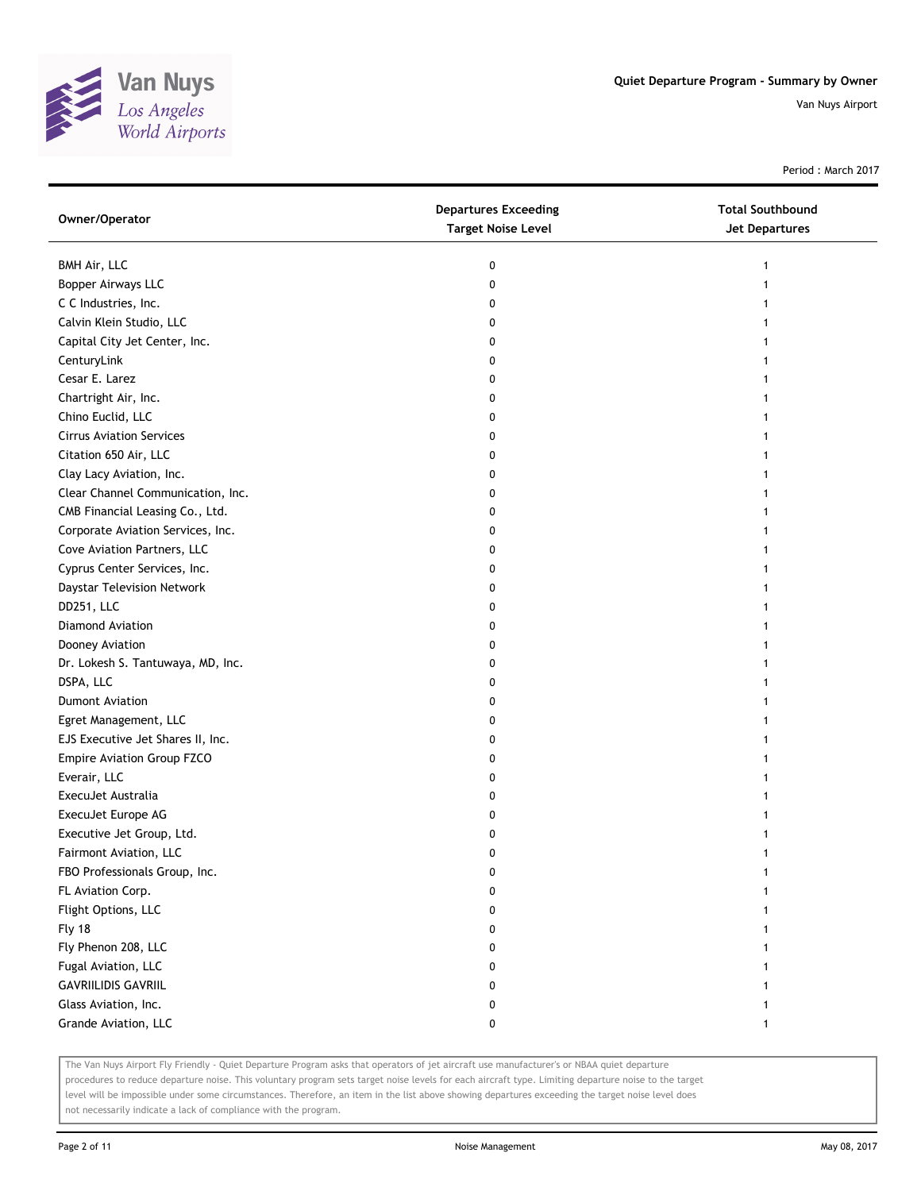# Quiet Departure Program - Summary by Owner

Van Nuys Airport

Period : March 2017

| Owner/Operator | Departures Exceeding Target Noise Level | Total Southbound Jet Departures |
|---|---|---|
| BMH Air, LLC | 0 | 1 |
| Bopper Airways LLC | 0 | 1 |
| C C Industries, Inc. | 0 | 1 |
| Calvin Klein Studio, LLC | 0 | 1 |
| Capital City Jet Center, Inc. | 0 | 1 |
| CenturyLink | 0 | 1 |
| Cesar E. Larez | 0 | 1 |
| Chartright Air, Inc. | 0 | 1 |
| Chino Euclid, LLC | 0 | 1 |
| Cirrus Aviation Services | 0 | 1 |
| Citation 650 Air, LLC | 0 | 1 |
| Clay Lacy Aviation, Inc. | 0 | 1 |
| Clear Channel Communication, Inc. | 0 | 1 |
| CMB Financial Leasing Co., Ltd. | 0 | 1 |
| Corporate Aviation Services, Inc. | 0 | 1 |
| Cove Aviation Partners, LLC | 0 | 1 |
| Cyprus Center Services, Inc. | 0 | 1 |
| Daystar Television Network | 0 | 1 |
| DD251, LLC | 0 | 1 |
| Diamond Aviation | 0 | 1 |
| Dooney Aviation | 0 | 1 |
| Dr. Lokesh S. Tantuwaya, MD, Inc. | 0 | 1 |
| DSPA, LLC | 0 | 1 |
| Dumont Aviation | 0 | 1 |
| Egret Management, LLC | 0 | 1 |
| EJS Executive Jet Shares II, Inc. | 0 | 1 |
| Empire Aviation Group FZCO | 0 | 1 |
| Everair, LLC | 0 | 1 |
| ExecuJet Australia | 0 | 1 |
| ExecuJet Europe AG | 0 | 1 |
| Executive Jet Group, Ltd. | 0 | 1 |
| Fairmont Aviation, LLC | 0 | 1 |
| FBO Professionals Group, Inc. | 0 | 1 |
| FL Aviation Corp. | 0 | 1 |
| Flight Options, LLC | 0 | 1 |
| Fly 18 | 0 | 1 |
| Fly Phenon 208, LLC | 0 | 1 |
| Fugal Aviation, LLC | 0 | 1 |
| GAVRIILIDIS GAVRIIL | 0 | 1 |
| Glass Aviation, Inc. | 0 | 1 |
| Grande Aviation, LLC | 0 | 1 |

The Van Nuys Airport Fly Friendly - Quiet Departure Program asks that operators of jet aircraft use manufacturer's or NBAA quiet departure procedures to reduce departure noise. This voluntary program sets target noise levels for each aircraft type. Limiting departure noise to the target level will be impossible under some circumstances. Therefore, an item in the list above showing departures exceeding the target noise level does not necessarily indicate a lack of compliance with the program.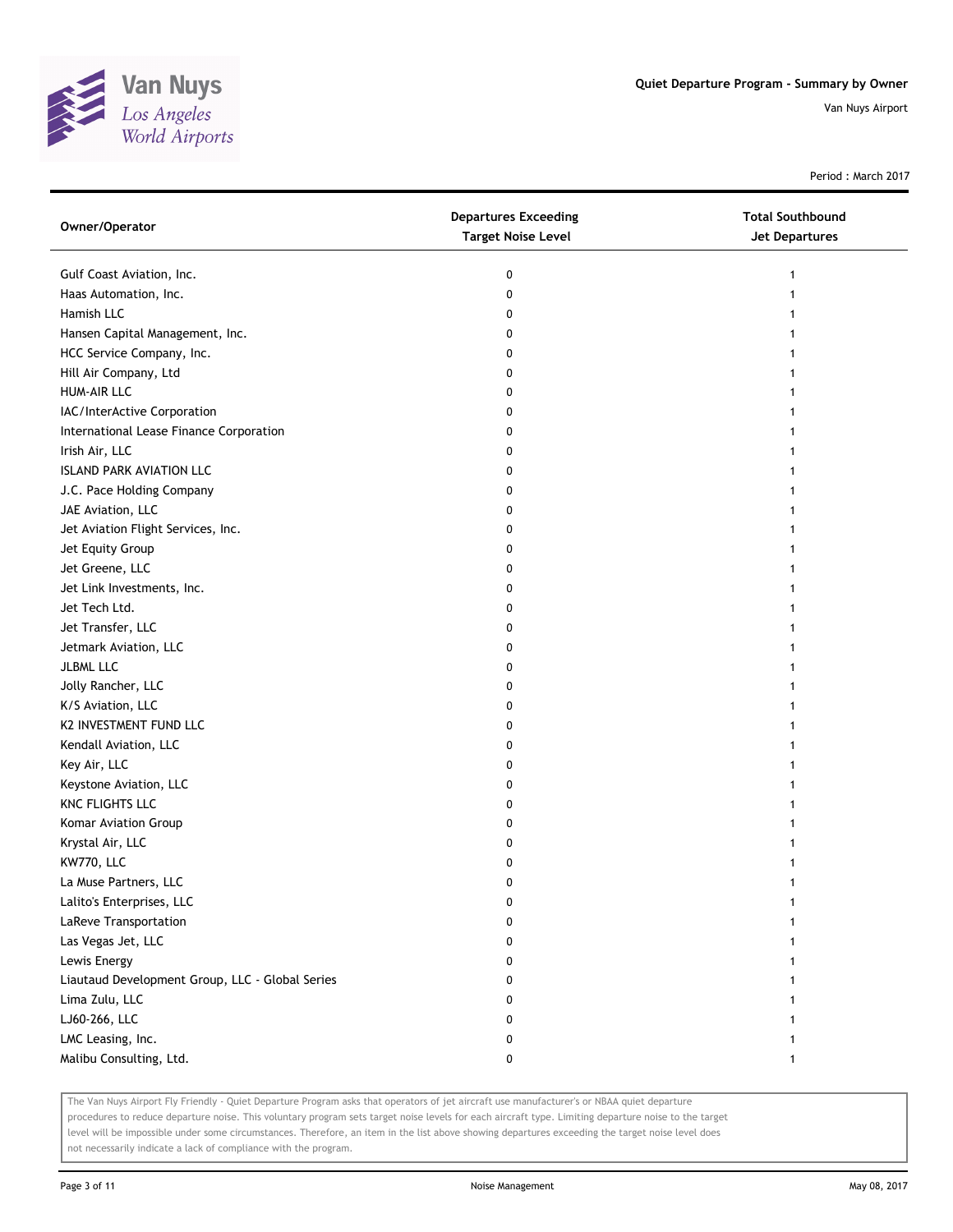Quiet Departure Program - Summary by Owner

Van Nuys Airport

Period : March 2017

| Owner/Operator | Departures Exceeding Target Noise Level | Total Southbound Jet Departures |
|---|---|---|
| Gulf Coast Aviation, Inc. | 0 | 1 |
| Haas Automation, Inc. | 0 | 1 |
| Hamish LLC | 0 | 1 |
| Hansen Capital Management, Inc. | 0 | 1 |
| HCC Service Company, Inc. | 0 | 1 |
| Hill Air Company, Ltd | 0 | 1 |
| HUM-AIR LLC | 0 | 1 |
| IAC/InterActive Corporation | 0 | 1 |
| International Lease Finance Corporation | 0 | 1 |
| Irish Air, LLC | 0 | 1 |
| ISLAND PARK AVIATION LLC | 0 | 1 |
| J.C. Pace Holding Company | 0 | 1 |
| JAE Aviation, LLC | 0 | 1 |
| Jet Aviation Flight Services, Inc. | 0 | 1 |
| Jet Equity Group | 0 | 1 |
| Jet Greene, LLC | 0 | 1 |
| Jet Link Investments, Inc. | 0 | 1 |
| Jet Tech Ltd. | 0 | 1 |
| Jet Transfer, LLC | 0 | 1 |
| Jetmark Aviation, LLC | 0 | 1 |
| JLBML LLC | 0 | 1 |
| Jolly Rancher, LLC | 0 | 1 |
| K/S Aviation, LLC | 0 | 1 |
| K2 INVESTMENT FUND LLC | 0 | 1 |
| Kendall Aviation, LLC | 0 | 1 |
| Key Air, LLC | 0 | 1 |
| Keystone Aviation, LLC | 0 | 1 |
| KNC FLIGHTS LLC | 0 | 1 |
| Komar Aviation Group | 0 | 1 |
| Krystal Air, LLC | 0 | 1 |
| KW770, LLC | 0 | 1 |
| La Muse Partners, LLC | 0 | 1 |
| Lalito's Enterprises, LLC | 0 | 1 |
| LaReve Transportation | 0 | 1 |
| Las Vegas Jet, LLC | 0 | 1 |
| Lewis Energy | 0 | 1 |
| Liautaud Development Group, LLC - Global Series | 0 | 1 |
| Lima Zulu, LLC | 0 | 1 |
| LJ60-266, LLC | 0 | 1 |
| LMC Leasing, Inc. | 0 | 1 |
| Malibu Consulting, Ltd. | 0 | 1 |

The Van Nuys Airport Fly Friendly - Quiet Departure Program asks that operators of jet aircraft use manufacturer's or NBAA quiet departure procedures to reduce departure noise. This voluntary program sets target noise levels for each aircraft type. Limiting departure noise to the target level will be impossible under some circumstances. Therefore, an item in the list above showing departures exceeding the target noise level does not necessarily indicate a lack of compliance with the program.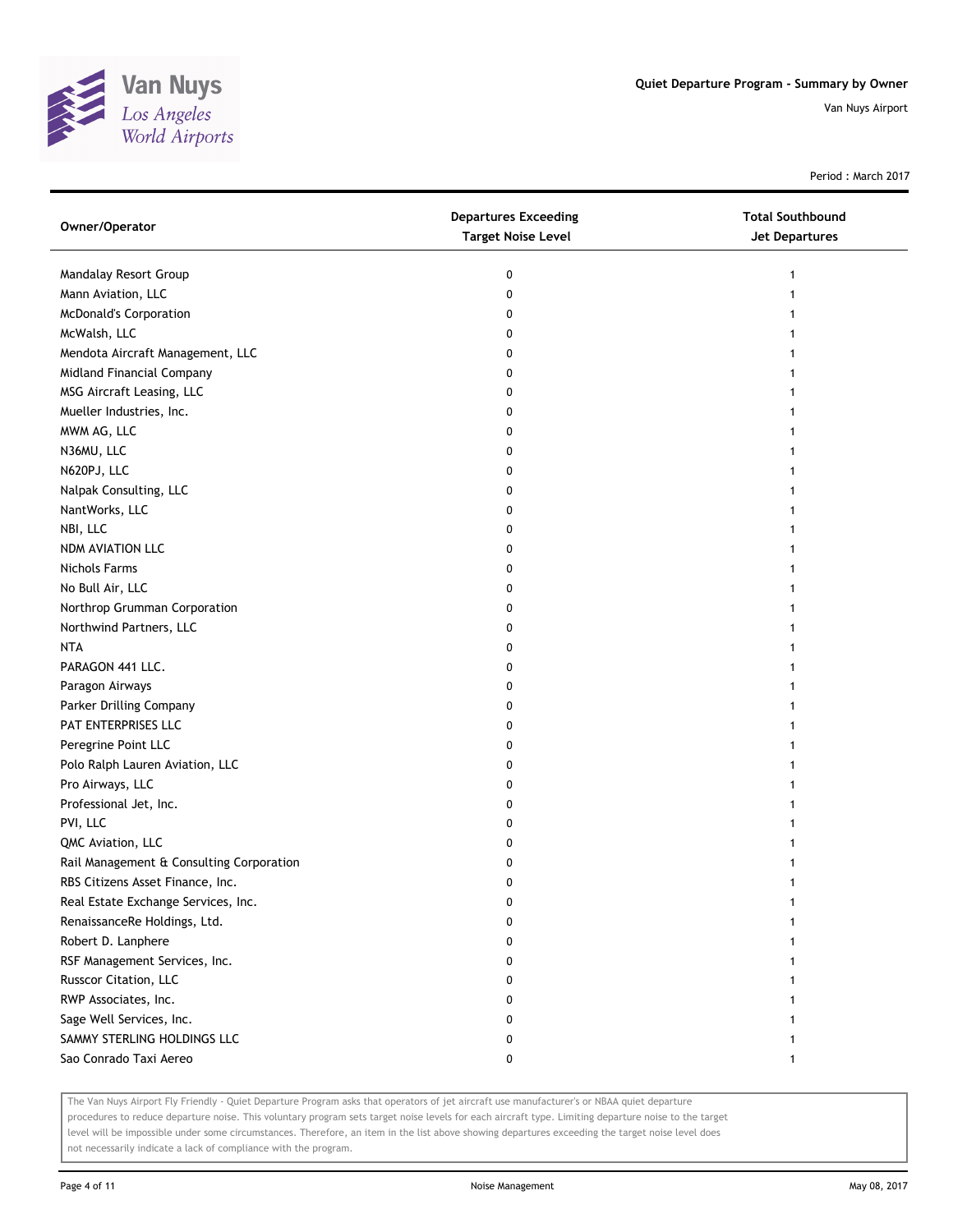# Quiet Departure Program - Summary by Owner

Van Nuys Airport

Period : March 2017

| Owner/Operator | Departures Exceeding Target Noise Level | Total Southbound Jet Departures |
|---|---|---|
| Mandalay Resort Group | 0 | 1 |
| Mann Aviation, LLC | 0 | 1 |
| McDonald's Corporation | 0 | 1 |
| McWalsh, LLC | 0 | 1 |
| Mendota Aircraft Management, LLC | 0 | 1 |
| Midland Financial Company | 0 | 1 |
| MSG Aircraft Leasing, LLC | 0 | 1 |
| Mueller Industries, Inc. | 0 | 1 |
| MWM AG, LLC | 0 | 1 |
| N36MU, LLC | 0 | 1 |
| N620PJ, LLC | 0 | 1 |
| Nalpak Consulting, LLC | 0 | 1 |
| NantWorks, LLC | 0 | 1 |
| NBI, LLC | 0 | 1 |
| NDM AVIATION LLC | 0 | 1 |
| Nichols Farms | 0 | 1 |
| No Bull Air, LLC | 0 | 1 |
| Northrop Grumman Corporation | 0 | 1 |
| Northwind Partners, LLC | 0 | 1 |
| NTA | 0 | 1 |
| PARAGON 441 LLC. | 0 | 1 |
| Paragon Airways | 0 | 1 |
| Parker Drilling Company | 0 | 1 |
| PAT ENTERPRISES LLC | 0 | 1 |
| Peregrine Point LLC | 0 | 1 |
| Polo Ralph Lauren Aviation, LLC | 0 | 1 |
| Pro Airways, LLC | 0 | 1 |
| Professional Jet, Inc. | 0 | 1 |
| PVI, LLC | 0 | 1 |
| QMC Aviation, LLC | 0 | 1 |
| Rail Management & Consulting Corporation | 0 | 1 |
| RBS Citizens Asset Finance, Inc. | 0 | 1 |
| Real Estate Exchange Services, Inc. | 0 | 1 |
| RenaissanceRe Holdings, Ltd. | 0 | 1 |
| Robert D. Lanphere | 0 | 1 |
| RSF Management Services, Inc. | 0 | 1 |
| Russcor Citation, LLC | 0 | 1 |
| RWP Associates, Inc. | 0 | 1 |
| Sage Well Services, Inc. | 0 | 1 |
| SAMMY STERLING HOLDINGS LLC | 0 | 1 |
| Sao Conrado Taxi Aereo | 0 | 1 |

The Van Nuys Airport Fly Friendly - Quiet Departure Program asks that operators of jet aircraft use manufacturer's or NBAA quiet departure procedures to reduce departure noise. This voluntary program sets target noise levels for each aircraft type. Limiting departure noise to the target level will be impossible under some circumstances. Therefore, an item in the list above showing departures exceeding the target noise level does not necessarily indicate a lack of compliance with the program.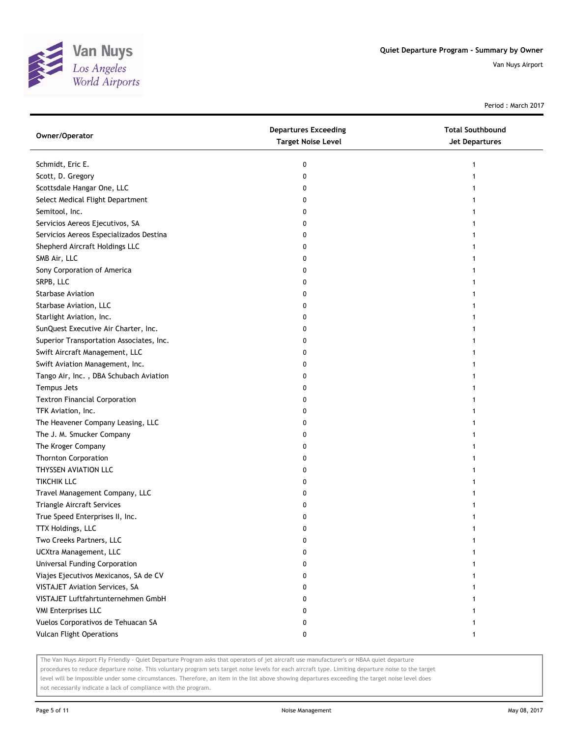Quiet Departure Program - Summary by Owner

Van Nuys Airport

Period : March 2017

| Owner/Operator | Departures Exceeding Target Noise Level | Total Southbound Jet Departures |
|---|---|---|
| Schmidt, Eric E. | 0 | 1 |
| Scott, D. Gregory | 0 | 1 |
| Scottsdale Hangar One, LLC | 0 | 1 |
| Select Medical Flight Department | 0 | 1 |
| Semitool, Inc. | 0 | 1 |
| Servicios Aereos Ejecutivos, SA | 0 | 1 |
| Servicios Aereos Especializados Destina | 0 | 1 |
| Shepherd Aircraft Holdings LLC | 0 | 1 |
| SMB Air, LLC | 0 | 1 |
| Sony Corporation of America | 0 | 1 |
| SRPB, LLC | 0 | 1 |
| Starbase Aviation | 0 | 1 |
| Starbase Aviation, LLC | 0 | 1 |
| Starlight Aviation, Inc. | 0 | 1 |
| SunQuest Executive Air Charter, Inc. | 0 | 1 |
| Superior Transportation Associates, Inc. | 0 | 1 |
| Swift Aircraft Management, LLC | 0 | 1 |
| Swift Aviation Management, Inc. | 0 | 1 |
| Tango Air, Inc. , DBA Schubach Aviation | 0 | 1 |
| Tempus Jets | 0 | 1 |
| Textron Financial Corporation | 0 | 1 |
| TFK Aviation, Inc. | 0 | 1 |
| The Heavener Company Leasing, LLC | 0 | 1 |
| The J. M. Smucker Company | 0 | 1 |
| The Kroger Company | 0 | 1 |
| Thornton Corporation | 0 | 1 |
| THYSSEN AVIATION LLC | 0 | 1 |
| TIKCHIK LLC | 0 | 1 |
| Travel Management Company, LLC | 0 | 1 |
| Triangle Aircraft Services | 0 | 1 |
| True Speed Enterprises II, Inc. | 0 | 1 |
| TTX Holdings, LLC | 0 | 1 |
| Two Creeks Partners, LLC | 0 | 1 |
| UCXtra Management, LLC | 0 | 1 |
| Universal Funding Corporation | 0 | 1 |
| Viajes Ejecutivos Mexicanos, SA de CV | 0 | 1 |
| VISTAJET Aviation Services, SA | 0 | 1 |
| VISTAJET Luftfahrtunternehmen GmbH | 0 | 1 |
| VMI Enterprises LLC | 0 | 1 |
| Vuelos Corporativos de Tehuacan SA | 0 | 1 |
| Vulcan Flight Operations | 0 | 1 |

The Van Nuys Airport Fly Friendly - Quiet Departure Program asks that operators of jet aircraft use manufacturer's or NBAA quiet departure procedures to reduce departure noise. This voluntary program sets target noise levels for each aircraft type. Limiting departure noise to the target level will be impossible under some circumstances. Therefore, an item in the list above showing departures exceeding the target noise level does not necessarily indicate a lack of compliance with the program.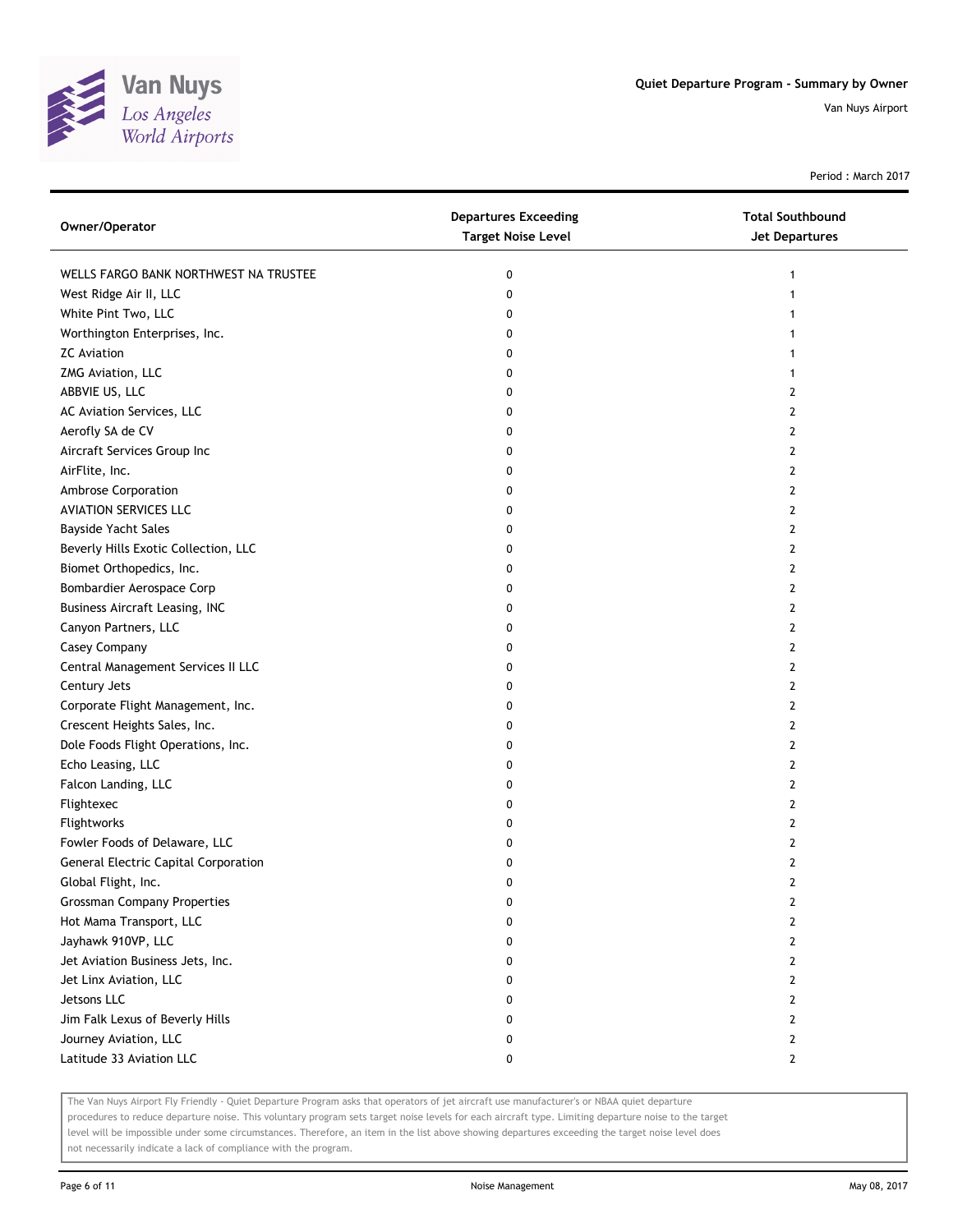# Quiet Departure Program - Summary by Owner

Van Nuys Airport

Period : March 2017

| Owner/Operator | Departures Exceeding Target Noise Level | Total Southbound Jet Departures |
|---|---|---|
| WELLS FARGO BANK NORTHWEST NA TRUSTEE | 0 | 1 |
| West Ridge Air II, LLC | 0 | 1 |
| White Pint Two, LLC | 0 | 1 |
| Worthington Enterprises, Inc. | 0 | 1 |
| ZC Aviation | 0 | 1 |
| ZMG Aviation, LLC | 0 | 1 |
| ABBVIE US, LLC | 0 | 2 |
| AC Aviation Services, LLC | 0 | 2 |
| Aerofly SA de CV | 0 | 2 |
| Aircraft Services Group Inc | 0 | 2 |
| AirFlite, Inc. | 0 | 2 |
| Ambrose Corporation | 0 | 2 |
| AVIATION SERVICES LLC | 0 | 2 |
| Bayside Yacht Sales | 0 | 2 |
| Beverly Hills Exotic Collection, LLC | 0 | 2 |
| Biomet Orthopedics, Inc. | 0 | 2 |
| Bombardier Aerospace Corp | 0 | 2 |
| Business Aircraft Leasing, INC | 0 | 2 |
| Canyon Partners, LLC | 0 | 2 |
| Casey Company | 0 | 2 |
| Central Management Services II LLC | 0 | 2 |
| Century Jets | 0 | 2 |
| Corporate Flight Management, Inc. | 0 | 2 |
| Crescent Heights Sales, Inc. | 0 | 2 |
| Dole Foods Flight Operations, Inc. | 0 | 2 |
| Echo Leasing, LLC | 0 | 2 |
| Falcon Landing, LLC | 0 | 2 |
| Flightexec | 0 | 2 |
| Flightworks | 0 | 2 |
| Fowler Foods of Delaware, LLC | 0 | 2 |
| General Electric Capital Corporation | 0 | 2 |
| Global Flight, Inc. | 0 | 2 |
| Grossman Company Properties | 0 | 2 |
| Hot Mama Transport, LLC | 0 | 2 |
| Jayhawk 910VP, LLC | 0 | 2 |
| Jet Aviation Business Jets, Inc. | 0 | 2 |
| Jet Linx Aviation, LLC | 0 | 2 |
| Jetsons LLC | 0 | 2 |
| Jim Falk Lexus of Beverly Hills | 0 | 2 |
| Journey Aviation, LLC | 0 | 2 |
| Latitude 33 Aviation LLC | 0 | 2 |

The Van Nuys Airport Fly Friendly - Quiet Departure Program asks that operators of jet aircraft use manufacturer's or NBAA quiet departure procedures to reduce departure noise. This voluntary program sets target noise levels for each aircraft type. Limiting departure noise to the target level will be impossible under some circumstances. Therefore, an item in the list above showing departures exceeding the target noise level does not necessarily indicate a lack of compliance with the program.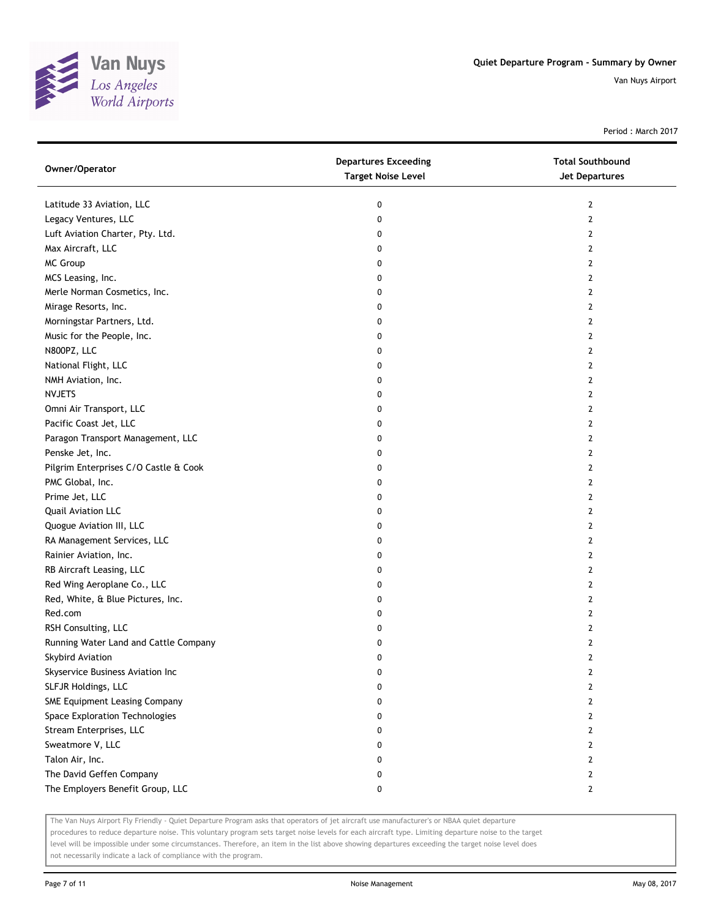# Quiet Departure Program - Summary by Owner

Van Nuys Airport

Period : March 2017

| Owner/Operator | Departures Exceeding Target Noise Level | Total Southbound Jet Departures |
|---|---|---|
| Latitude 33 Aviation, LLC | 0 | 2 |
| Legacy Ventures, LLC | 0 | 2 |
| Luft Aviation Charter, Pty. Ltd. | 0 | 2 |
| Max Aircraft, LLC | 0 | 2 |
| MC Group | 0 | 2 |
| MCS Leasing, Inc. | 0 | 2 |
| Merle Norman Cosmetics, Inc. | 0 | 2 |
| Mirage Resorts, Inc. | 0 | 2 |
| Morningstar Partners, Ltd. | 0 | 2 |
| Music for the People, Inc. | 0 | 2 |
| N800PZ, LLC | 0 | 2 |
| National Flight, LLC | 0 | 2 |
| NMH Aviation, Inc. | 0 | 2 |
| NVJETS | 0 | 2 |
| Omni Air Transport, LLC | 0 | 2 |
| Pacific Coast Jet, LLC | 0 | 2 |
| Paragon Transport Management, LLC | 0 | 2 |
| Penske Jet, Inc. | 0 | 2 |
| Pilgrim Enterprises C/O Castle & Cook | 0 | 2 |
| PMC Global, Inc. | 0 | 2 |
| Prime Jet, LLC | 0 | 2 |
| Quail Aviation LLC | 0 | 2 |
| Quogue Aviation III, LLC | 0 | 2 |
| RA Management Services, LLC | 0 | 2 |
| Rainier Aviation, Inc. | 0 | 2 |
| RB Aircraft Leasing, LLC | 0 | 2 |
| Red Wing Aeroplane Co., LLC | 0 | 2 |
| Red, White, & Blue Pictures, Inc. | 0 | 2 |
| Red.com | 0 | 2 |
| RSH Consulting, LLC | 0 | 2 |
| Running Water Land and Cattle Company | 0 | 2 |
| Skybird Aviation | 0 | 2 |
| Skyservice Business Aviation Inc | 0 | 2 |
| SLFJR Holdings, LLC | 0 | 2 |
| SME Equipment Leasing Company | 0 | 2 |
| Space Exploration Technologies | 0 | 2 |
| Stream Enterprises, LLC | 0 | 2 |
| Sweatmore V, LLC | 0 | 2 |
| Talon Air, Inc. | 0 | 2 |
| The David Geffen Company | 0 | 2 |
| The Employers Benefit Group, LLC | 0 | 2 |

The Van Nuys Airport Fly Friendly - Quiet Departure Program asks that operators of jet aircraft use manufacturer's or NBAA quiet departure procedures to reduce departure noise. This voluntary program sets target noise levels for each aircraft type. Limiting departure noise to the target level will be impossible under some circumstances. Therefore, an item in the list above showing departures exceeding the target noise level does not necessarily indicate a lack of compliance with the program.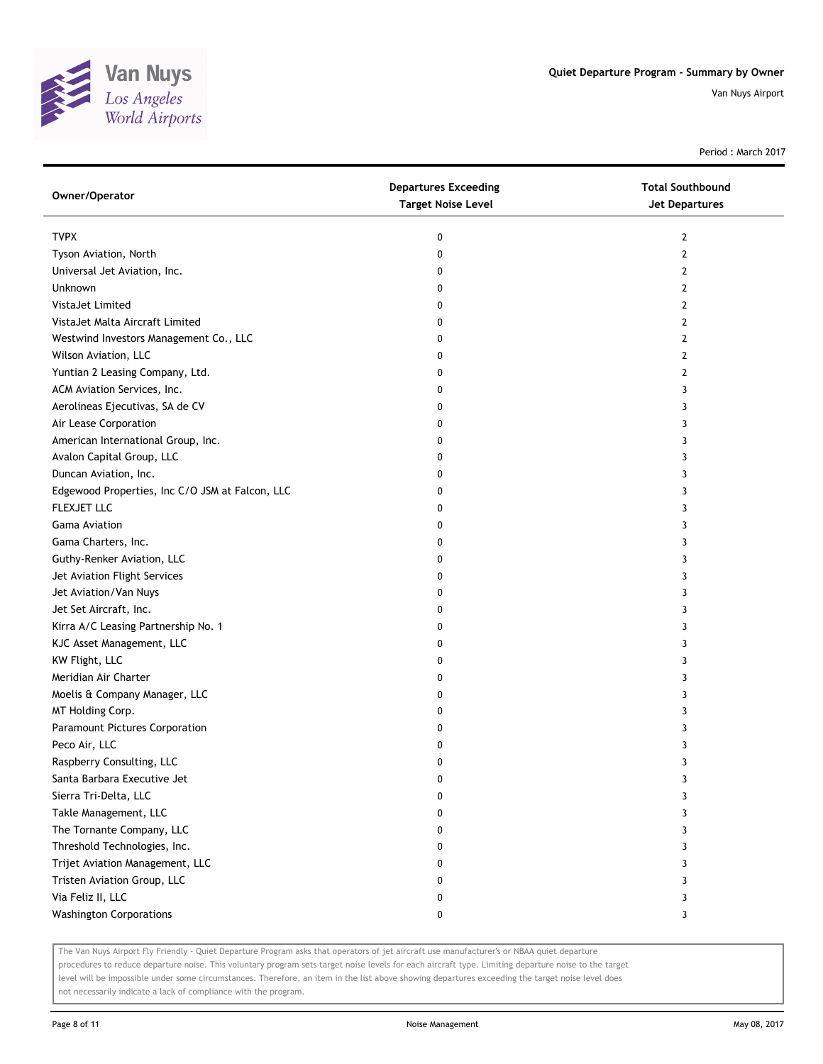**Quiet Departure Program - Summary by Owner**

Van Nuys Airport

Period : March 2017

| Owner/Operator | Departures Exceeding Target Noise Level | Total Southbound Jet Departures |
|---|---|---|
| TVPX | 0 | 2 |
| Tyson Aviation, North | 0 | 2 |
| Universal Jet Aviation, Inc. | 0 | 2 |
| Unknown | 0 | 2 |
| VistaJet Limited | 0 | 2 |
| VistaJet Malta Aircraft Limited | 0 | 2 |
| Westwind Investors Management Co., LLC | 0 | 2 |
| Wilson Aviation, LLC | 0 | 2 |
| Yuntian 2 Leasing Company, Ltd. | 0 | 2 |
| ACM Aviation Services, Inc. | 0 | 3 |
| Aerolineas Ejecutivas, SA de CV | 0 | 3 |
| Air Lease Corporation | 0 | 3 |
| American International Group, Inc. | 0 | 3 |
| Avalon Capital Group, LLC | 0 | 3 |
| Duncan Aviation, Inc. | 0 | 3 |
| Edgewood Properties, Inc C/O JSM at Falcon, LLC | 0 | 3 |
| FLEXJET LLC | 0 | 3 |
| Gama Aviation | 0 | 3 |
| Gama Charters, Inc. | 0 | 3 |
| Guthy-Renker Aviation, LLC | 0 | 3 |
| Jet Aviation Flight Services | 0 | 3 |
| Jet Aviation/Van Nuys | 0 | 3 |
| Jet Set Aircraft, Inc. | 0 | 3 |
| Kirra A/C Leasing Partnership No. 1 | 0 | 3 |
| KJC Asset Management, LLC | 0 | 3 |
| KW Flight, LLC | 0 | 3 |
| Meridian Air Charter | 0 | 3 |
| Moelis & Company Manager, LLC | 0 | 3 |
| MT Holding Corp. | 0 | 3 |
| Paramount Pictures Corporation | 0 | 3 |
| Peco Air, LLC | 0 | 3 |
| Raspberry Consulting, LLC | 0 | 3 |
| Santa Barbara Executive Jet | 0 | 3 |
| Sierra Tri-Delta, LLC | 0 | 3 |
| Takle Management, LLC | 0 | 3 |
| The Tornante Company, LLC | 0 | 3 |
| Threshold Technologies, Inc. | 0 | 3 |
| Trijet Aviation Management, LLC | 0 | 3 |
| Tristen Aviation Group, LLC | 0 | 3 |
| Via Feliz II, LLC | 0 | 3 |
| Washington Corporations | 0 | 3 |

The Van Nuys Airport Fly Friendly - Quiet Departure Program asks that operators of jet aircraft use manufacturer's or NBAA quiet departure procedures to reduce departure noise. This voluntary program sets target noise levels for each aircraft type. Limiting departure noise to the target level will be impossible under some circumstances. Therefore, an item in the list above showing departures exceeding the target noise level does not necessarily indicate a lack of compliance with the program.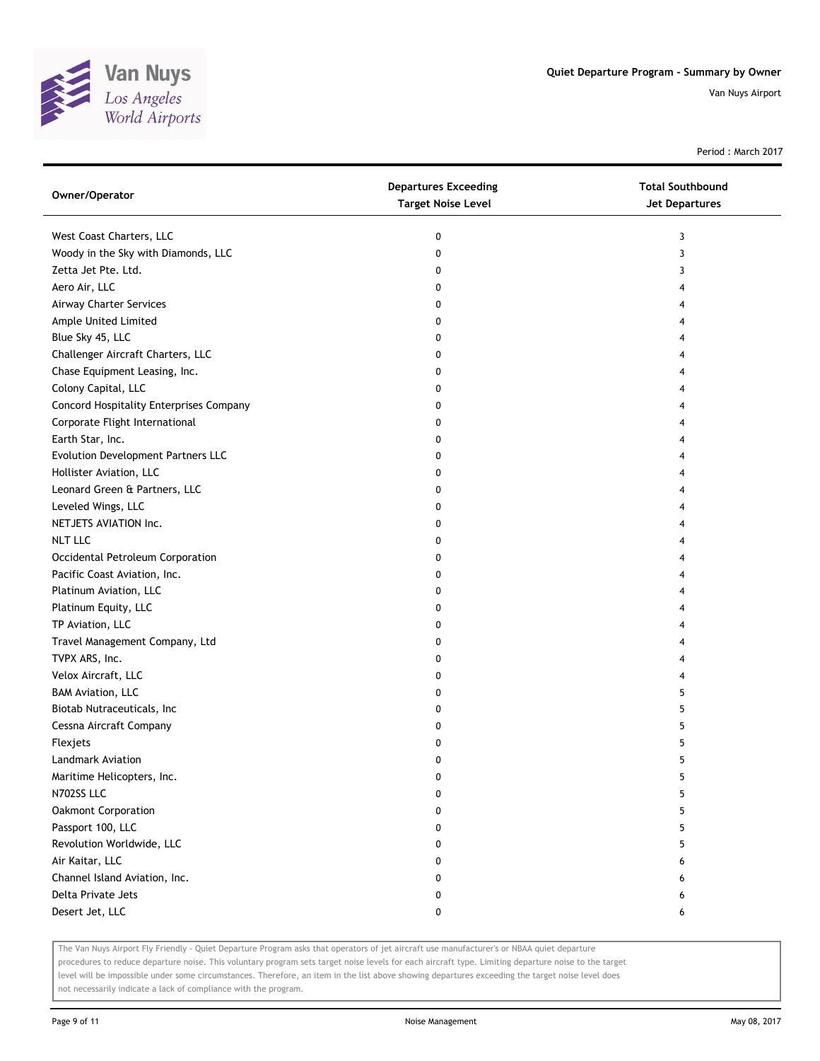# Quiet Departure Program - Summary by Owner

Van Nuys Airport

Period : March 2017

| Owner/Operator | Departures Exceeding Target Noise Level | Total Southbound Jet Departures |
|---|---|---|
| West Coast Charters, LLC | 0 | 3 |
| Woody in the Sky with Diamonds, LLC | 0 | 3 |
| Zetta Jet Pte. Ltd. | 0 | 3 |
| Aero Air, LLC | 0 | 4 |
| Airway Charter Services | 0 | 4 |
| Ample United Limited | 0 | 4 |
| Blue Sky 45, LLC | 0 | 4 |
| Challenger Aircraft Charters, LLC | 0 | 4 |
| Chase Equipment Leasing, Inc. | 0 | 4 |
| Colony Capital, LLC | 0 | 4 |
| Concord Hospitality Enterprises Company | 0 | 4 |
| Corporate Flight International | 0 | 4 |
| Earth Star, Inc. | 0 | 4 |
| Evolution Development Partners LLC | 0 | 4 |
| Hollister Aviation, LLC | 0 | 4 |
| Leonard Green & Partners, LLC | 0 | 4 |
| Leveled Wings, LLC | 0 | 4 |
| NETJETS AVIATION Inc. | 0 | 4 |
| NLT LLC | 0 | 4 |
| Occidental Petroleum Corporation | 0 | 4 |
| Pacific Coast Aviation, Inc. | 0 | 4 |
| Platinum Aviation, LLC | 0 | 4 |
| Platinum Equity, LLC | 0 | 4 |
| TP Aviation, LLC | 0 | 4 |
| Travel Management Company, Ltd | 0 | 4 |
| TVPX ARS, Inc. | 0 | 4 |
| Velox Aircraft, LLC | 0 | 4 |
| BAM Aviation, LLC | 0 | 5 |
| Biotab Nutraceuticals, Inc | 0 | 5 |
| Cessna Aircraft Company | 0 | 5 |
| Flexjets | 0 | 5 |
| Landmark Aviation | 0 | 5 |
| Maritime Helicopters, Inc. | 0 | 5 |
| N702SS LLC | 0 | 5 |
| Oakmont Corporation | 0 | 5 |
| Passport 100, LLC | 0 | 5 |
| Revolution Worldwide, LLC | 0 | 5 |
| Air Kaitar, LLC | 0 | 6 |
| Channel Island Aviation, Inc. | 0 | 6 |
| Delta Private Jets | 0 | 6 |
| Desert Jet, LLC | 0 | 6 |

The Van Nuys Airport Fly Friendly - Quiet Departure Program asks that operators of jet aircraft use manufacturer's or NBAA quiet departure procedures to reduce departure noise. This voluntary program sets target noise levels for each aircraft type. Limiting departure noise to the target level will be impossible under some circumstances. Therefore, an item in the list above showing departures exceeding the target noise level does not necessarily indicate a lack of compliance with the program.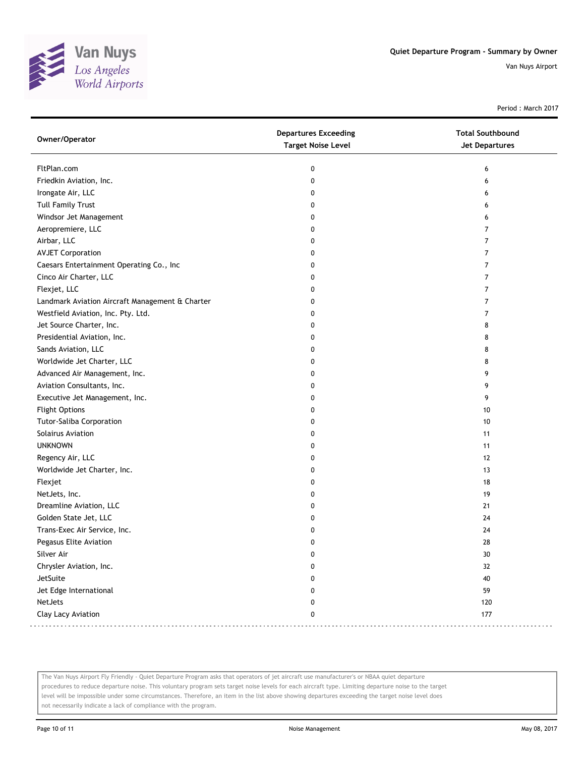# Quiet Departure Program - Summary by Owner

Van Nuys Airport

Period : March 2017

| Owner/Operator | Departures Exceeding Target Noise Level | Total Southbound Jet Departures |
|---|---|---|
| FltPlan.com | 0 | 6 |
| Friedkin Aviation, Inc. | 0 | 6 |
| Irongate Air, LLC | 0 | 6 |
| Tull Family Trust | 0 | 6 |
| Windsor Jet Management | 0 | 6 |
| Aeropremiere, LLC | 0 | 7 |
| Airbar, LLC | 0 | 7 |
| AVJET Corporation | 0 | 7 |
| Caesars Entertainment Operating Co., Inc | 0 | 7 |
| Cinco Air Charter, LLC | 0 | 7 |
| Flexjet, LLC | 0 | 7 |
| Landmark Aviation Aircraft Management & Charter | 0 | 7 |
| Westfield Aviation, Inc. Pty. Ltd. | 0 | 7 |
| Jet Source Charter, Inc. | 0 | 8 |
| Presidential Aviation, Inc. | 0 | 8 |
| Sands Aviation, LLC | 0 | 8 |
| Worldwide Jet Charter, LLC | 0 | 8 |
| Advanced Air Management, Inc. | 0 | 9 |
| Aviation Consultants, Inc. | 0 | 9 |
| Executive Jet Management, Inc. | 0 | 9 |
| Flight Options | 0 | 10 |
| Tutor-Saliba Corporation | 0 | 10 |
| Solairus Aviation | 0 | 11 |
| UNKNOWN | 0 | 11 |
| Regency Air, LLC | 0 | 12 |
| Worldwide Jet Charter, Inc. | 0 | 13 |
| Flexjet | 0 | 18 |
| NetJets, Inc. | 0 | 19 |
| Dreamline Aviation, LLC | 0 | 21 |
| Golden State Jet, LLC | 0 | 24 |
| Trans-Exec Air Service, Inc. | 0 | 24 |
| Pegasus Elite Aviation | 0 | 28 |
| Silver Air | 0 | 30 |
| Chrysler Aviation, Inc. | 0 | 32 |
| JetSuite | 0 | 40 |
| Jet Edge International | 0 | 59 |
| NetJets | 0 | 120 |
| Clay Lacy Aviation | 0 | 177 |

The Van Nuys Airport Fly Friendly - Quiet Departure Program asks that operators of jet aircraft use manufacturer's or NBAA quiet departure procedures to reduce departure noise. This voluntary program sets target noise levels for each aircraft type. Limiting departure noise to the target level will be impossible under some circumstances. Therefore, an item in the list above showing departures exceeding the target noise level does not necessarily indicate a lack of compliance with the program.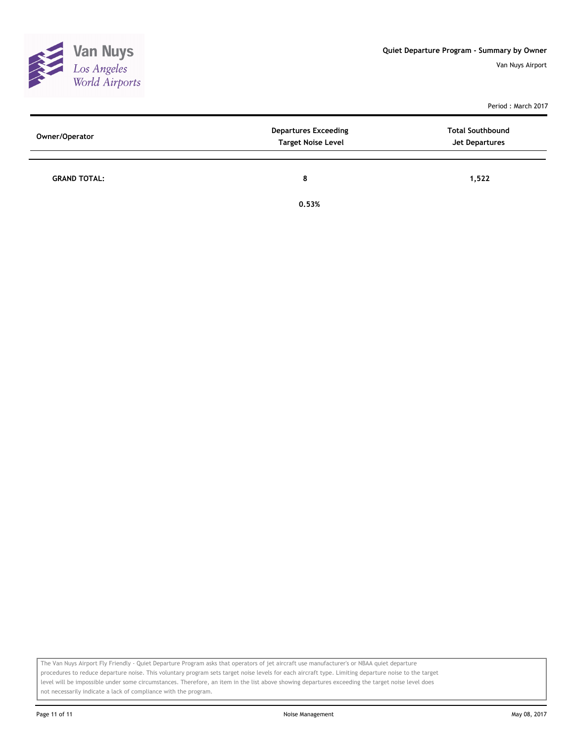Quiet Departure Program - Summary by Owner

Van Nuys Airport

Period : March 2017

| Owner/Operator | Departures Exceeding Target Noise Level | Total Southbound Jet Departures |
|---|---|---|
| **GRAND TOTAL:** | **8** | **1,522** |
| | **0.53%** | |

The Van Nuys Airport Fly Friendly - Quiet Departure Program asks that operators of jet aircraft use manufacturer's or NBAA quiet departure procedures to reduce departure noise. This voluntary program sets target noise levels for each aircraft type. Limiting departure noise to the target level will be impossible under some circumstances. Therefore, an item in the list above showing departures exceeding the target noise level does not necessarily indicate a lack of compliance with the program.